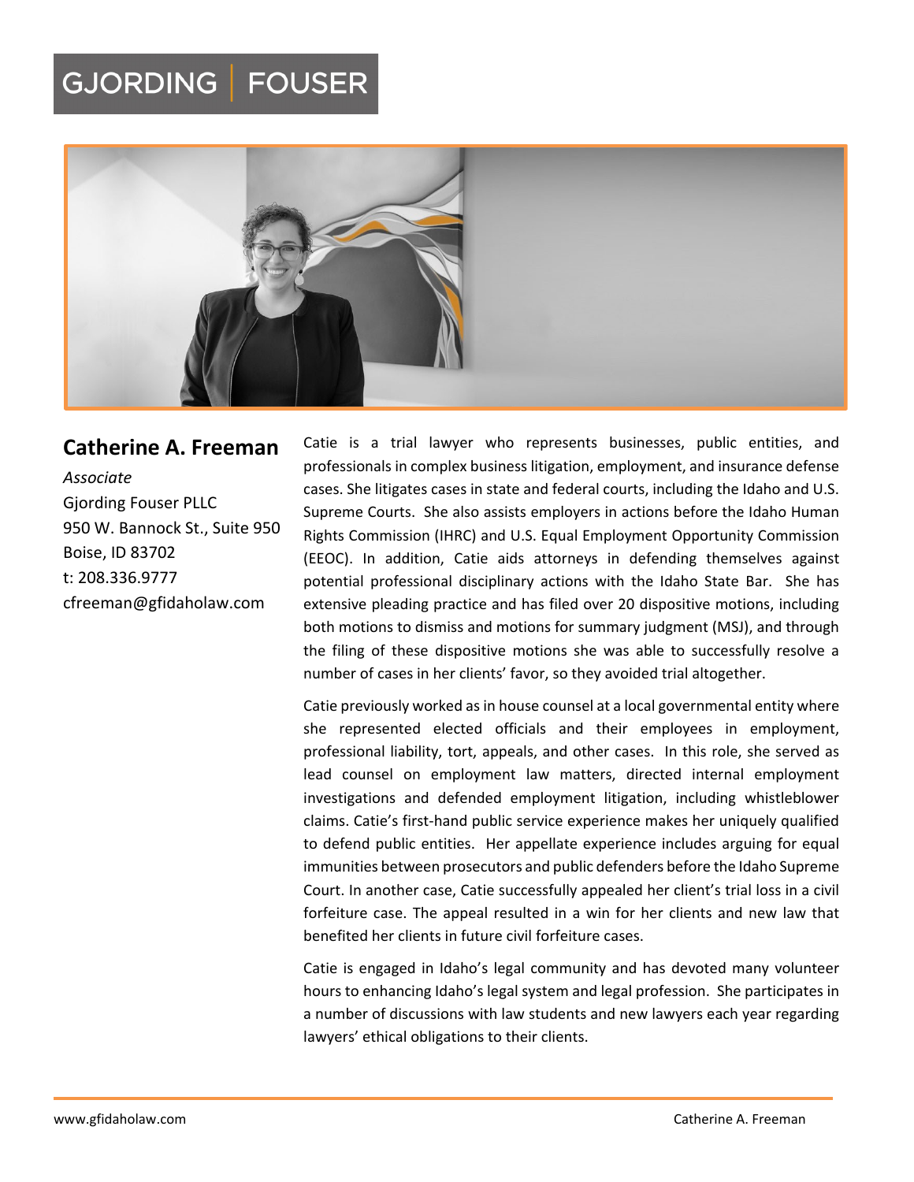GJORDING | FOUSER

## Catherine A. Freeman

*Associate*
Gjording Fouser PLLC
950 W. Bannock St., Suite 950
Boise, ID 83702
t: 208.336.9777
cfreeman@gfidaholaw.com

Catie is a trial lawyer who represents businesses, public entities, and professionals in complex business litigation, employment, and insurance defense cases. She litigates cases in state and federal courts, including the Idaho and U.S. Supreme Courts. She also assists employers in actions before the Idaho Human Rights Commission (IHRC) and U.S. Equal Employment Opportunity Commission (EEOC). In addition, Catie aids attorneys in defending themselves against potential professional disciplinary actions with the Idaho State Bar. She has extensive pleading practice and has filed over 20 dispositive motions, including both motions to dismiss and motions for summary judgment (MSJ), and through the filing of these dispositive motions she was able to successfully resolve a number of cases in her clients' favor, so they avoided trial altogether.

Catie previously worked as in house counsel at a local governmental entity where she represented elected officials and their employees in employment, professional liability, tort, appeals, and other cases. In this role, she served as lead counsel on employment law matters, directed internal employment investigations and defended employment litigation, including whistleblower claims. Catie's first-hand public service experience makes her uniquely qualified to defend public entities. Her appellate experience includes arguing for equal immunities between prosecutors and public defenders before the Idaho Supreme Court. In another case, Catie successfully appealed her client's trial loss in a civil forfeiture case. The appeal resulted in a win for her clients and new law that benefited her clients in future civil forfeiture cases.

Catie is engaged in Idaho's legal community and has devoted many volunteer hours to enhancing Idaho's legal system and legal profession. She participates in a number of discussions with law students and new lawyers each year regarding lawyers' ethical obligations to their clients.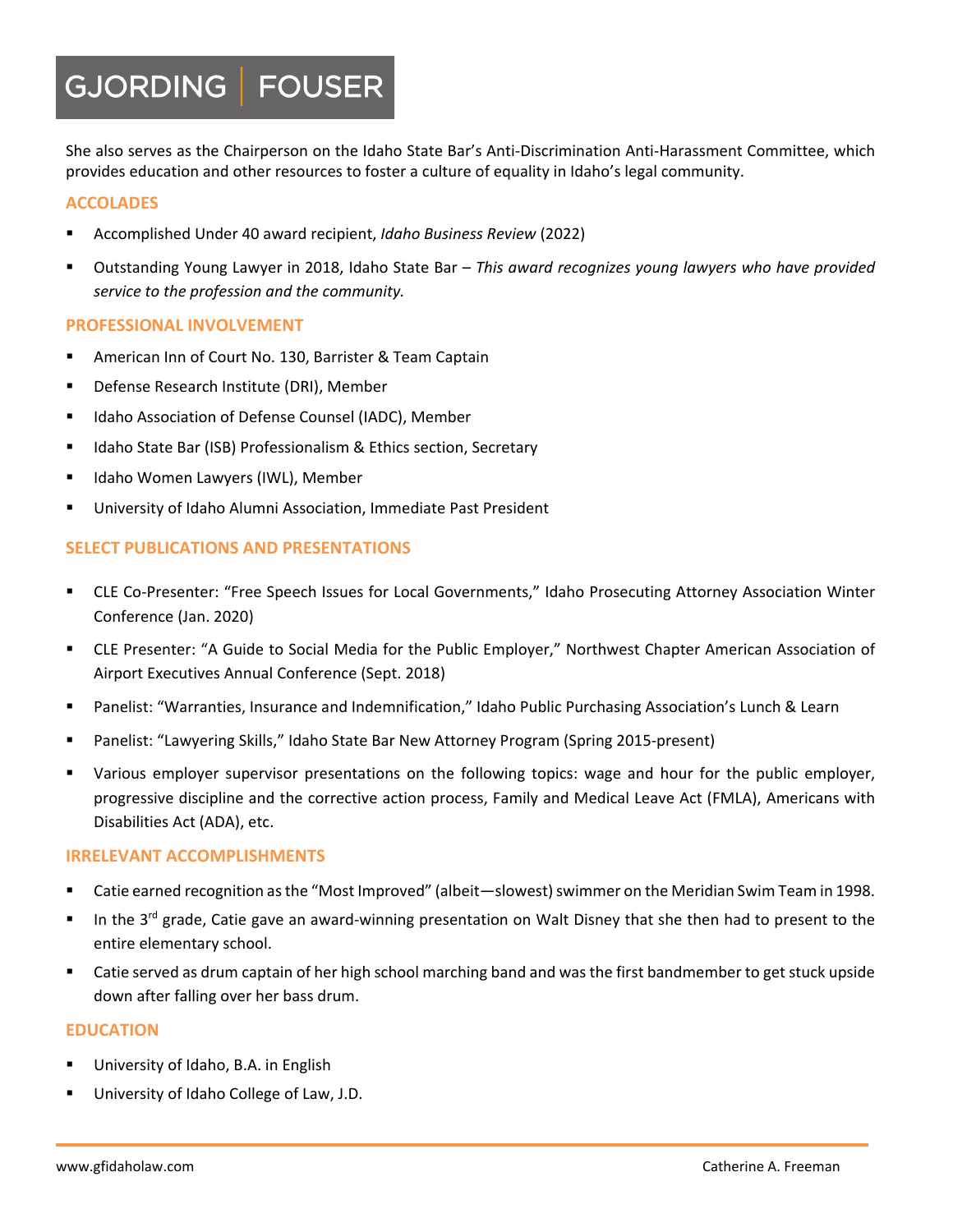She also serves as the Chairperson on the Idaho State Bar's Anti-Discrimination Anti-Harassment Committee, which provides education and other resources to foster a culture of equality in Idaho's legal community.

## ACCOLADES

- Accomplished Under 40 award recipient, *Idaho Business Review* (2022)
- Outstanding Young Lawyer in 2018, Idaho State Bar – *This award recognizes young lawyers who have provided service to the profession and the community.*

## PROFESSIONAL INVOLVEMENT

- American Inn of Court No. 130, Barrister & Team Captain
- Defense Research Institute (DRI), Member
- Idaho Association of Defense Counsel (IADC), Member
- Idaho State Bar (ISB) Professionalism & Ethics section, Secretary
- Idaho Women Lawyers (IWL), Member
- University of Idaho Alumni Association, Immediate Past President

## SELECT PUBLICATIONS AND PRESENTATIONS

- CLE Co-Presenter: "Free Speech Issues for Local Governments," Idaho Prosecuting Attorney Association Winter Conference (Jan. 2020)
- CLE Presenter: "A Guide to Social Media for the Public Employer," Northwest Chapter American Association of Airport Executives Annual Conference (Sept. 2018)
- Panelist: "Warranties, Insurance and Indemnification," Idaho Public Purchasing Association's Lunch & Learn
- Panelist: "Lawyering Skills," Idaho State Bar New Attorney Program (Spring 2015-present)
- Various employer supervisor presentations on the following topics: wage and hour for the public employer, progressive discipline and the corrective action process, Family and Medical Leave Act (FMLA), Americans with Disabilities Act (ADA), etc.

## IRRELEVANT ACCOMPLISHMENTS

- Catie earned recognition as the "Most Improved" (albeit—slowest) swimmer on the Meridian Swim Team in 1998.
- In the 3rd grade, Catie gave an award-winning presentation on Walt Disney that she then had to present to the entire elementary school.
- Catie served as drum captain of her high school marching band and was the first bandmember to get stuck upside down after falling over her bass drum.

## EDUCATION

- University of Idaho, B.A. in English
- University of Idaho College of Law, J.D.